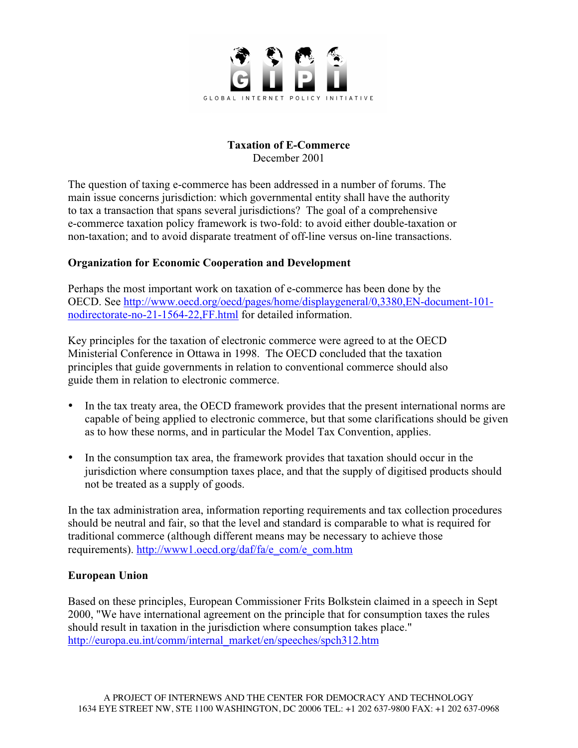GLOBAL INTERNET POLICY INITIATIVE

# Taxation of E-Commerce

December 2001

The question of taxing e-commerce has been addressed in a number of forums. The main issue concerns jurisdiction: which governmental entity shall have the authority to tax a transaction that spans several jurisdictions? The goal of a comprehensive e-commerce taxation policy framework is two-fold: to avoid either double-taxation or non-taxation; and to avoid disparate treatment of off-line versus on-line transactions.

## Organization for Economic Cooperation and Development

Perhaps the most important work on taxation of e-commerce has been done by the OECD. See http://www.oecd.org/oecd/pages/home/displaygeneral/0,3380,EN-document-101-nodirectorate-no-21-1564-22,FF.html for detailed information.

Key principles for the taxation of electronic commerce were agreed to at the OECD Ministerial Conference in Ottawa in 1998. The OECD concluded that the taxation principles that guide governments in relation to conventional commerce should also guide them in relation to electronic commerce.

- In the tax treaty area, the OECD framework provides that the present international norms are capable of being applied to electronic commerce, but that some clarifications should be given as to how these norms, and in particular the Model Tax Convention, applies.
- In the consumption tax area, the framework provides that taxation should occur in the jurisdiction where consumption taxes place, and that the supply of digitised products should not be treated as a supply of goods.

In the tax administration area, information reporting requirements and tax collection procedures should be neutral and fair, so that the level and standard is comparable to what is required for traditional commerce (although different means may be necessary to achieve those requirements). http://www1.oecd.org/daf/fa/e_com/e_com.htm

## European Union

Based on these principles, European Commissioner Frits Bolkstein claimed in a speech in Sept 2000, "We have international agreement on the principle that for consumption taxes the rules should result in taxation in the jurisdiction where consumption takes place." http://europa.eu.int/comm/internal_market/en/speeches/spch312.htm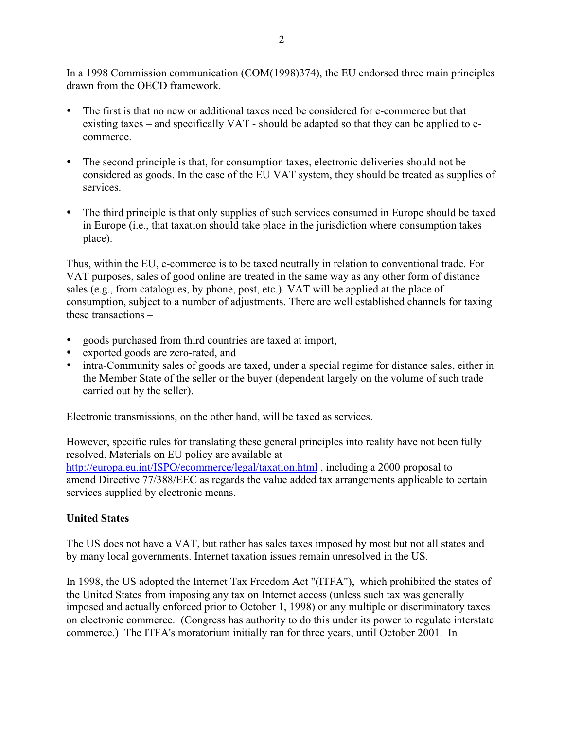In a 1998 Commission communication (COM(1998)374), the EU endorsed three main principles drawn from the OECD framework.

- The first is that no new or additional taxes need be considered for e-commerce but that existing taxes – and specifically VAT - should be adapted so that they can be applied to e-commerce.

- The second principle is that, for consumption taxes, electronic deliveries should not be considered as goods. In the case of the EU VAT system, they should be treated as supplies of services.

- The third principle is that only supplies of such services consumed in Europe should be taxed in Europe (i.e., that taxation should take place in the jurisdiction where consumption takes place).

Thus, within the EU, e-commerce is to be taxed neutrally in relation to conventional trade. For VAT purposes, sales of good online are treated in the same way as any other form of distance sales (e.g., from catalogues, by phone, post, etc.). VAT will be applied at the place of consumption, subject to a number of adjustments. There are well established channels for taxing these transactions –

- goods purchased from third countries are taxed at import,
- exported goods are zero-rated, and
- intra-Community sales of goods are taxed, under a special regime for distance sales, either in the Member State of the seller or the buyer (dependent largely on the volume of such trade carried out by the seller).

Electronic transmissions, on the other hand, will be taxed as services.

However, specific rules for translating these general principles into reality have not been fully resolved. Materials on EU policy are available at [http://europa.eu.int/ISPO/ecommerce/legal/taxation.html](http://europa.eu.int/ISPO/ecommerce/legal/taxation.html) , including a 2000 proposal to amend Directive 77/388/EEC as regards the value added tax arrangements applicable to certain services supplied by electronic means.

**United States**

The US does not have a VAT, but rather has sales taxes imposed by most but not all states and by many local governments. Internet taxation issues remain unresolved in the US.

In 1998, the US adopted the Internet Tax Freedom Act "(ITFA"), which prohibited the states of the United States from imposing any tax on Internet access (unless such tax was generally imposed and actually enforced prior to October 1, 1998) or any multiple or discriminatory taxes on electronic commerce. (Congress has authority to do this under its power to regulate interstate commerce.) The ITFA's moratorium initially ran for three years, until October 2001. In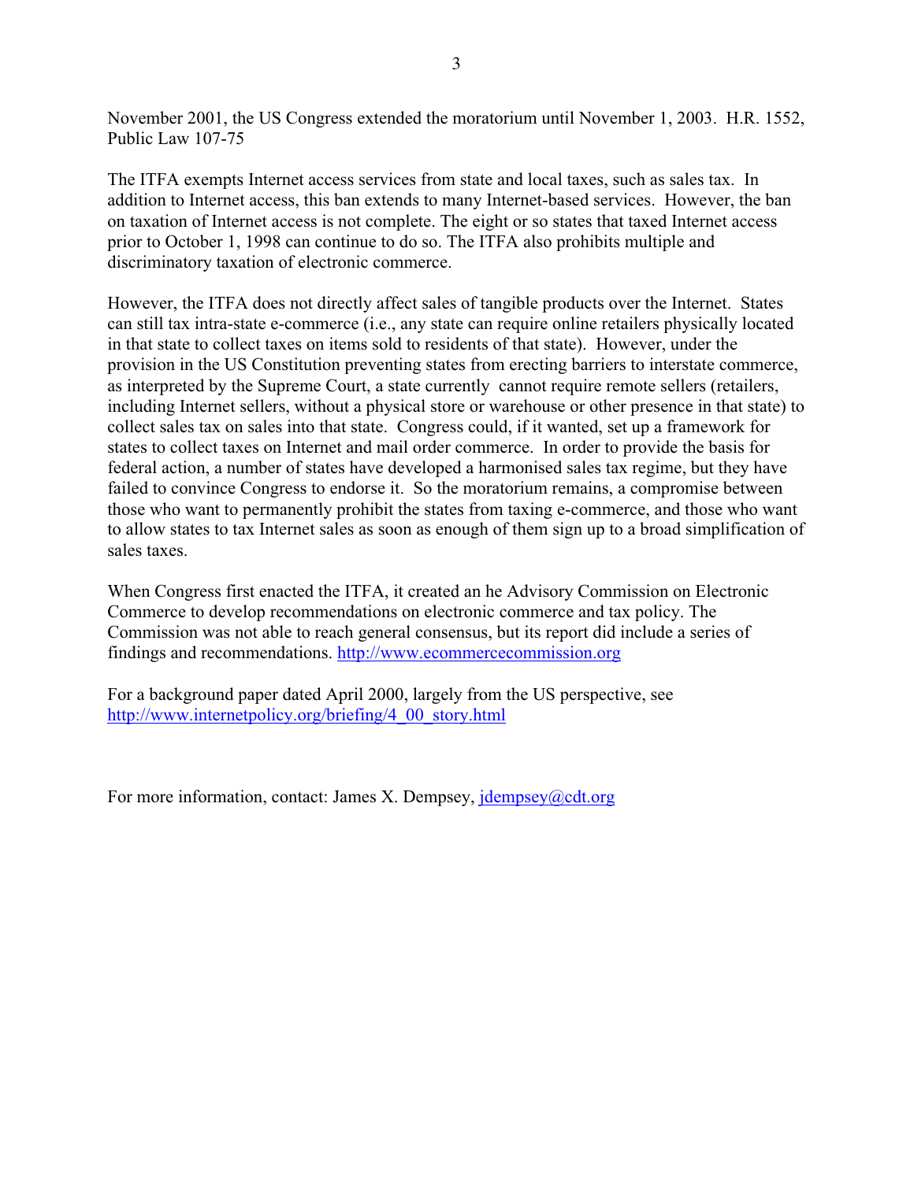November 2001, the US Congress extended the moratorium until November 1, 2003. H.R. 1552, Public Law 107-75

The ITFA exempts Internet access services from state and local taxes, such as sales tax. In addition to Internet access, this ban extends to many Internet-based services. However, the ban on taxation of Internet access is not complete. The eight or so states that taxed Internet access prior to October 1, 1998 can continue to do so. The ITFA also prohibits multiple and discriminatory taxation of electronic commerce.

However, the ITFA does not directly affect sales of tangible products over the Internet. States can still tax intra-state e-commerce (i.e., any state can require online retailers physically located in that state to collect taxes on items sold to residents of that state). However, under the provision in the US Constitution preventing states from erecting barriers to interstate commerce, as interpreted by the Supreme Court, a state currently cannot require remote sellers (retailers, including Internet sellers, without a physical store or warehouse or other presence in that state) to collect sales tax on sales into that state. Congress could, if it wanted, set up a framework for states to collect taxes on Internet and mail order commerce. In order to provide the basis for federal action, a number of states have developed a harmonised sales tax regime, but they have failed to convince Congress to endorse it. So the moratorium remains, a compromise between those who want to permanently prohibit the states from taxing e-commerce, and those who want to allow states to tax Internet sales as soon as enough of them sign up to a broad simplification of sales taxes.

When Congress first enacted the ITFA, it created an he Advisory Commission on Electronic Commerce to develop recommendations on electronic commerce and tax policy. The Commission was not able to reach general consensus, but its report did include a series of findings and recommendations. http://www.ecommercecommission.org

For a background paper dated April 2000, largely from the US perspective, see http://www.internetpolicy.org/briefing/4_00_story.html

For more information, contact: James X. Dempsey, jdempsey@cdt.org